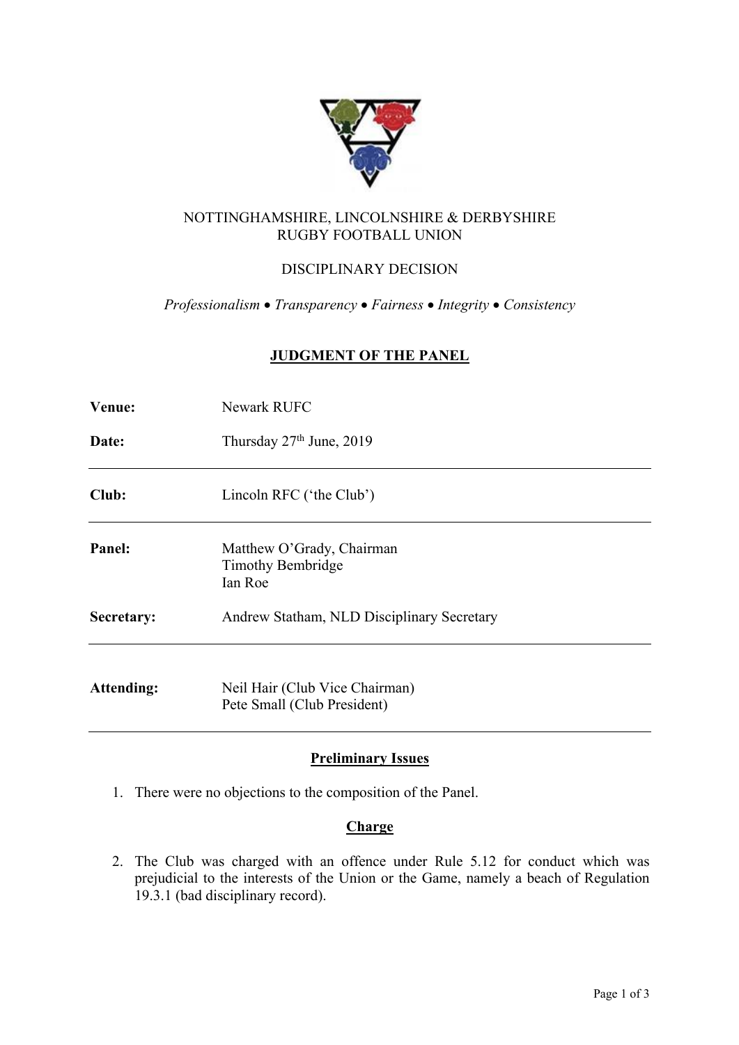NOTTINGHAMSHIRE, LINCOLNSHIRE & DERBYSHIRE
RUGBY FOOTBALL UNION

DISCIPLINARY DECISION

*Professionalism • Transparency • Fairness • Integrity • Consistency*

## JUDGMENT OF THE PANEL

| | |
|---|---|
| **Venue:** | Newark RUFC |
| **Date:** | Thursday 27th June, 2019 |
| **Club:** | Lincoln RFC ('the Club') |
| **Panel:** | Matthew O'Grady, Chairman<br>Timothy Bembridge<br>Ian Roe |
| **Secretary:** | Andrew Statham, NLD Disciplinary Secretary |
| **Attending:** | Neil Hair (Club Vice Chairman)<br>Pete Small (Club President) |

### Preliminary Issues

1. There were no objections to the composition of the Panel.

### Charge

2. The Club was charged with an offence under Rule 5.12 for conduct which was prejudicial to the interests of the Union or the Game, namely a beach of Regulation 19.3.1 (bad disciplinary record).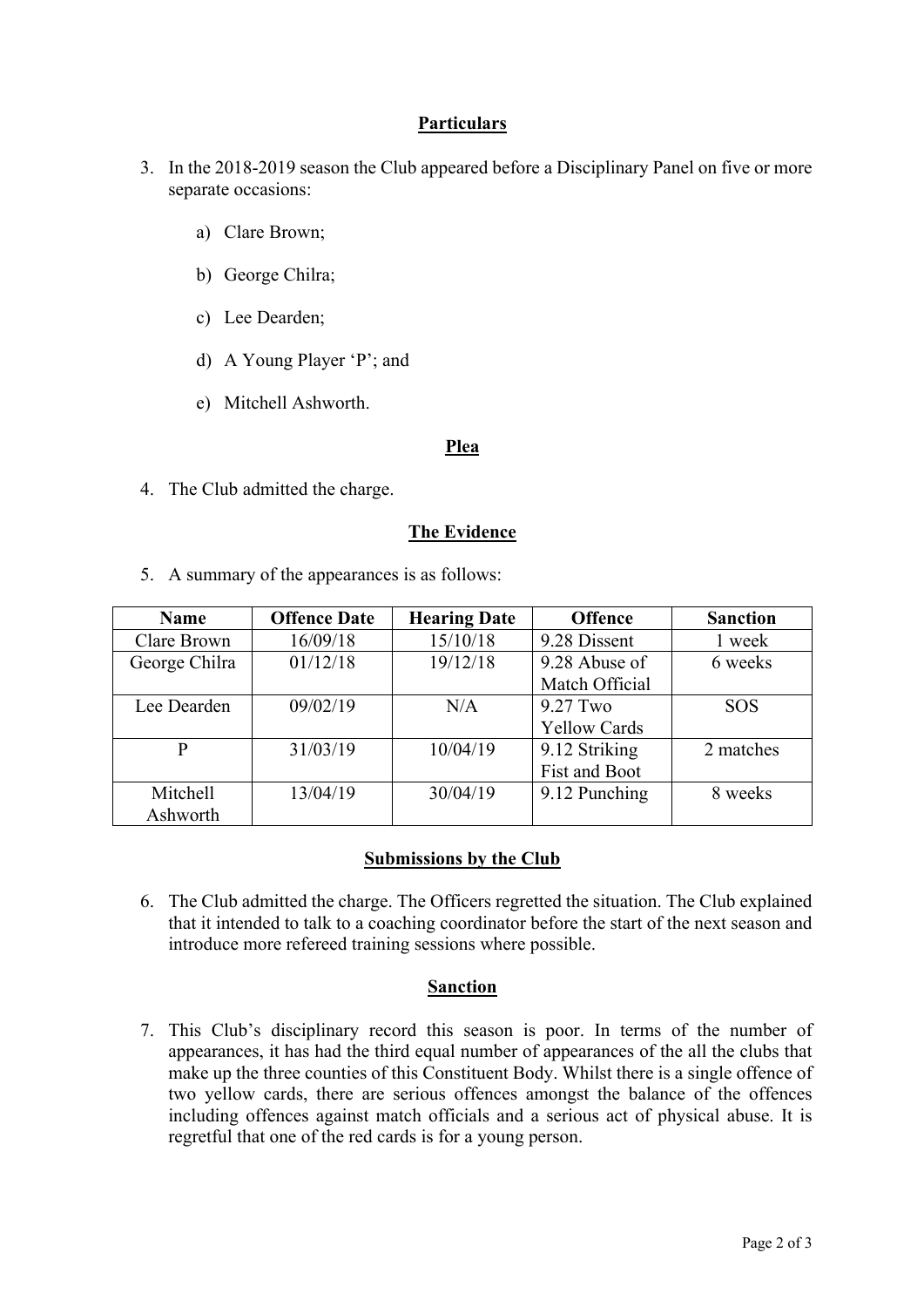## Particulars

3. In the 2018-2019 season the Club appeared before a Disciplinary Panel on five or more separate occasions:

   a) Clare Brown;

   b) George Chilra;

   c) Lee Dearden;

   d) A Young Player 'P'; and

   e) Mitchell Ashworth.

## Plea

4. The Club admitted the charge.

## The Evidence

5. A summary of the appearances is as follows:

| Name | Offence Date | Hearing Date | Offence | Sanction |
|---|---|---|---|---|
| Clare Brown | 16/09/18 | 15/10/18 | 9.28 Dissent | 1 week |
| George Chilra | 01/12/18 | 19/12/18 | 9.28 Abuse of Match Official | 6 weeks |
| Lee Dearden | 09/02/19 | N/A | 9.27 Two Yellow Cards | SOS |
| P | 31/03/19 | 10/04/19 | 9.12 Striking Fist and Boot | 2 matches |
| Mitchell Ashworth | 13/04/19 | 30/04/19 | 9.12 Punching | 8 weeks |

## Submissions by the Club

6. The Club admitted the charge. The Officers regretted the situation. The Club explained that it intended to talk to a coaching coordinator before the start of the next season and introduce more refereed training sessions where possible.

## Sanction

7. This Club's disciplinary record this season is poor. In terms of the number of appearances, it has had the third equal number of appearances of the all the clubs that make up the three counties of this Constituent Body. Whilst there is a single offence of two yellow cards, there are serious offences amongst the balance of the offences including offences against match officials and a serious act of physical abuse. It is regretful that one of the red cards is for a young person.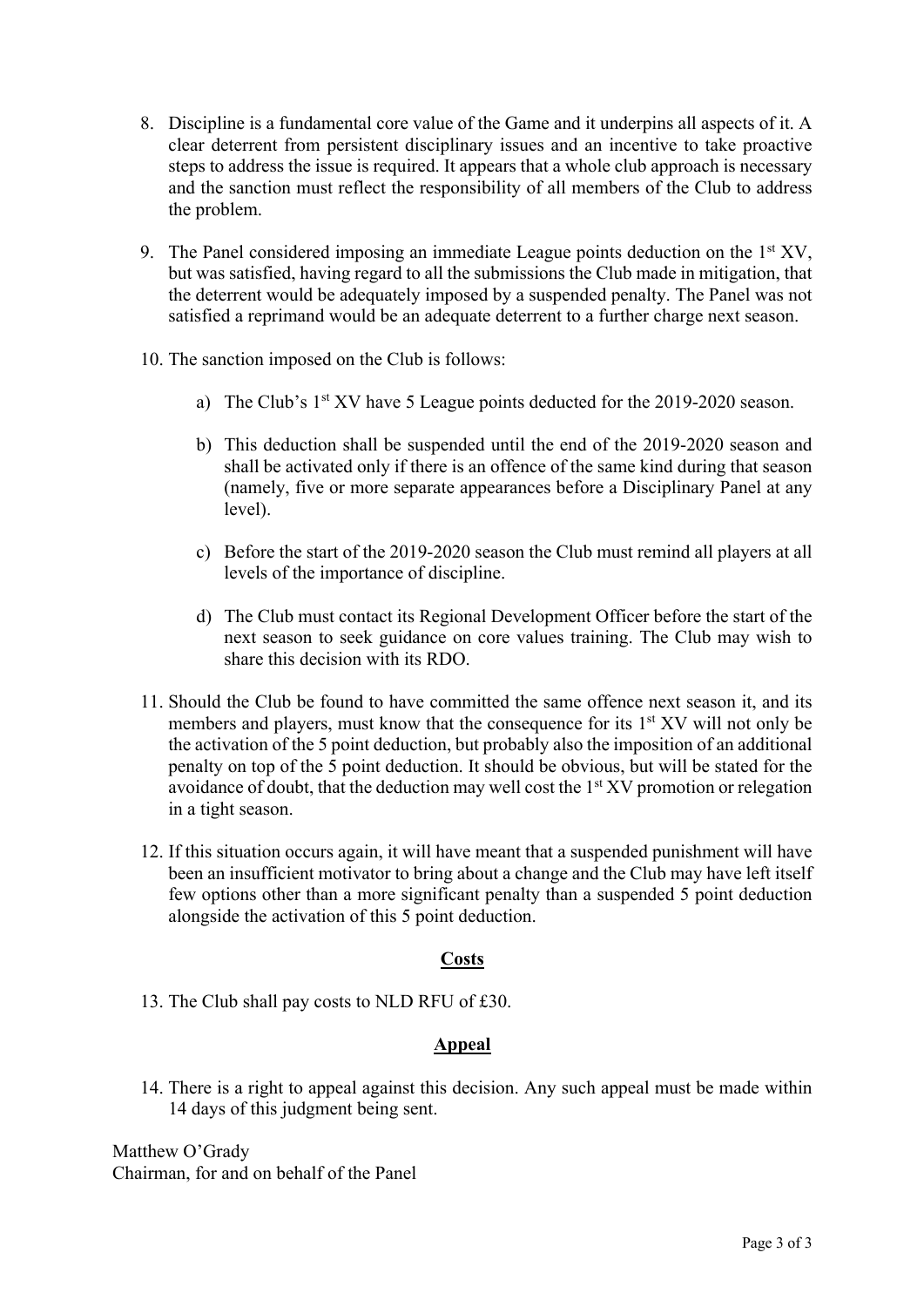8. Discipline is a fundamental core value of the Game and it underpins all aspects of it. A clear deterrent from persistent disciplinary issues and an incentive to take proactive steps to address the issue is required. It appears that a whole club approach is necessary and the sanction must reflect the responsibility of all members of the Club to address the problem.

9. The Panel considered imposing an immediate League points deduction on the 1st XV, but was satisfied, having regard to all the submissions the Club made in mitigation, that the deterrent would be adequately imposed by a suspended penalty. The Panel was not satisfied a reprimand would be an adequate deterrent to a further charge next season.

10. The sanction imposed on the Club is follows:

    a) The Club's 1st XV have 5 League points deducted for the 2019-2020 season.

    b) This deduction shall be suspended until the end of the 2019-2020 season and shall be activated only if there is an offence of the same kind during that season (namely, five or more separate appearances before a Disciplinary Panel at any level).

    c) Before the start of the 2019-2020 season the Club must remind all players at all levels of the importance of discipline.

    d) The Club must contact its Regional Development Officer before the start of the next season to seek guidance on core values training. The Club may wish to share this decision with its RDO.

11. Should the Club be found to have committed the same offence next season it, and its members and players, must know that the consequence for its 1st XV will not only be the activation of the 5 point deduction, but probably also the imposition of an additional penalty on top of the 5 point deduction. It should be obvious, but will be stated for the avoidance of doubt, that the deduction may well cost the 1st XV promotion or relegation in a tight season.

12. If this situation occurs again, it will have meant that a suspended punishment will have been an insufficient motivator to bring about a change and the Club may have left itself few options other than a more significant penalty than a suspended 5 point deduction alongside the activation of this 5 point deduction.

## **Costs**

13. The Club shall pay costs to NLD RFU of £30.

## **Appeal**

14. There is a right to appeal against this decision. Any such appeal must be made within 14 days of this judgment being sent.

Matthew O'Grady
Chairman, for and on behalf of the Panel